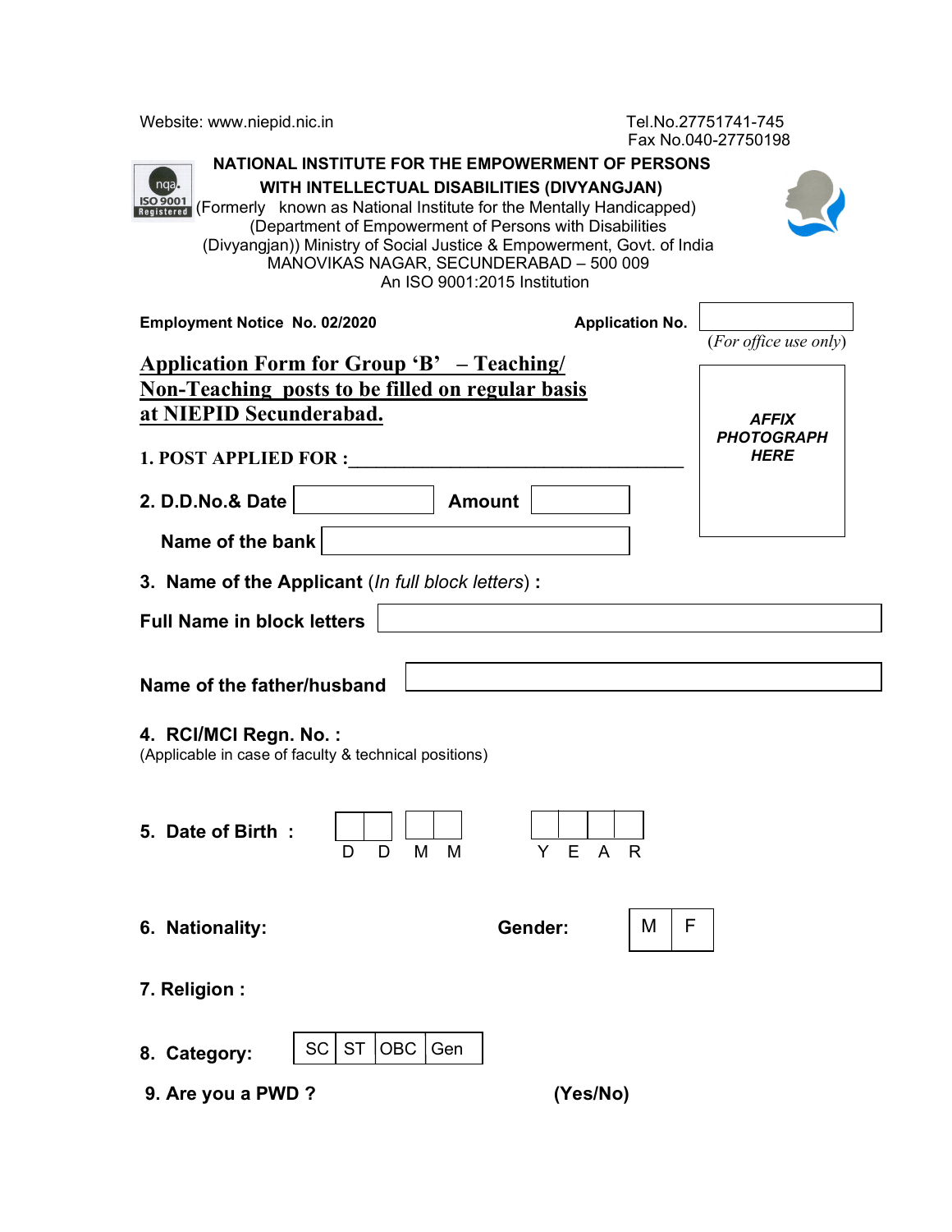Website: www.niepid.nic.in

Tel.No.27751741-745
Fax No.040-27750198

**NATIONAL INSTITUTE FOR THE EMPOWERMENT OF PERSONS WITH INTELLECTUAL DISABILITIES (DIVYANGJAN)**

(Formerly known as National Institute for the Mentally Handicapped)
(Department of Empowerment of Persons with Disabilities (Divyangjan)) Ministry of Social Justice & Empowerment, Govt. of India
MANOVIKAS NAGAR, SECUNDERABAD – 500 009
An ISO 9001:2015 Institution

**Employment Notice No. 02/2020**

**Application No.** ____________
(*For office use only*)

## Application Form for Group 'B' – Teaching/ Non-Teaching posts to be filled on regular basis at NIEPID Secunderabad.

***AFFIX PHOTOGRAPH HERE***

**1. POST APPLIED FOR :** ____________________________________

**2. D.D.No.& Date** ____________ **Amount** ____________

**Name of the bank** ____________________

**3. Name of the Applicant** (*In full block letters*) **:**

**Full Name in block letters** ____________________________________

**Name of the father/husband** ____________________________________

**4. RCI/MCI Regn. No. :**
(Applicable in case of faculty & technical positions)

**5. Date of Birth :** D D M M Y E A R

**6. Nationality:**

**Gender:** M | F

**7. Religion :**

**8. Category:** SC | ST | OBC | Gen

**9. Are you a PWD ?** **(Yes/No)**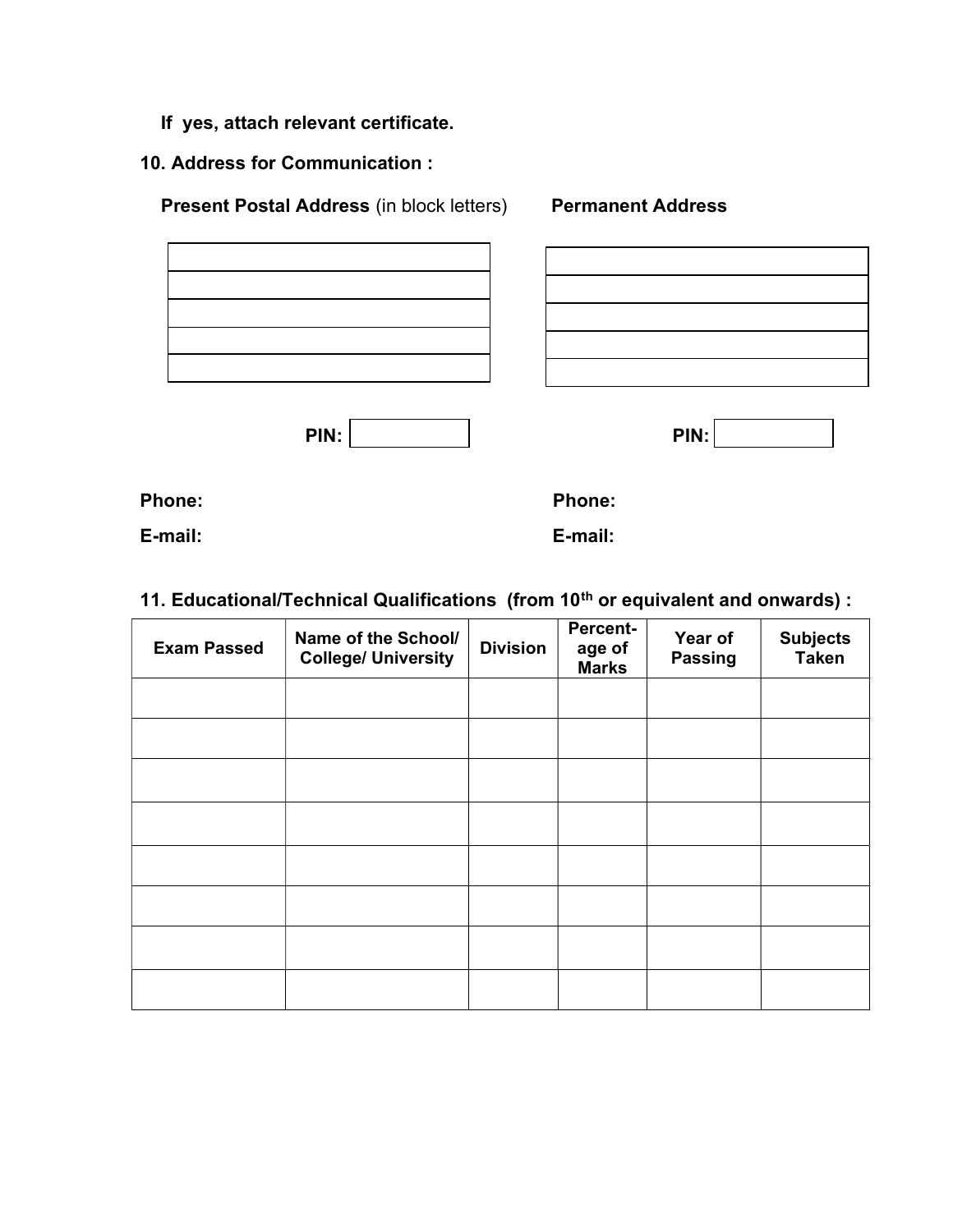**If yes, attach relevant certificate.**

**10. Address for Communication :**

**Present Postal Address** (in block letters) | **Permanent Address**

| Present Postal Address | Permanent Address |
|---|---|
| | |
| | |
| | |
| | |
| | |
| **PIN:** | **PIN:** |

**Phone:**

**E-mail:**

**Phone:**

**E-mail:**

**11. Educational/Technical Qualifications (from 10th or equivalent and onwards) :**

| Exam Passed | Name of the School/ College/ University | Division | Percent-age of Marks | Year of Passing | Subjects Taken |
|---|---|---|---|---|---|
| | | | | | |
| | | | | | |
| | | | | | |
| | | | | | |
| | | | | | |
| | | | | | |
| | | | | | |
| | | | | | |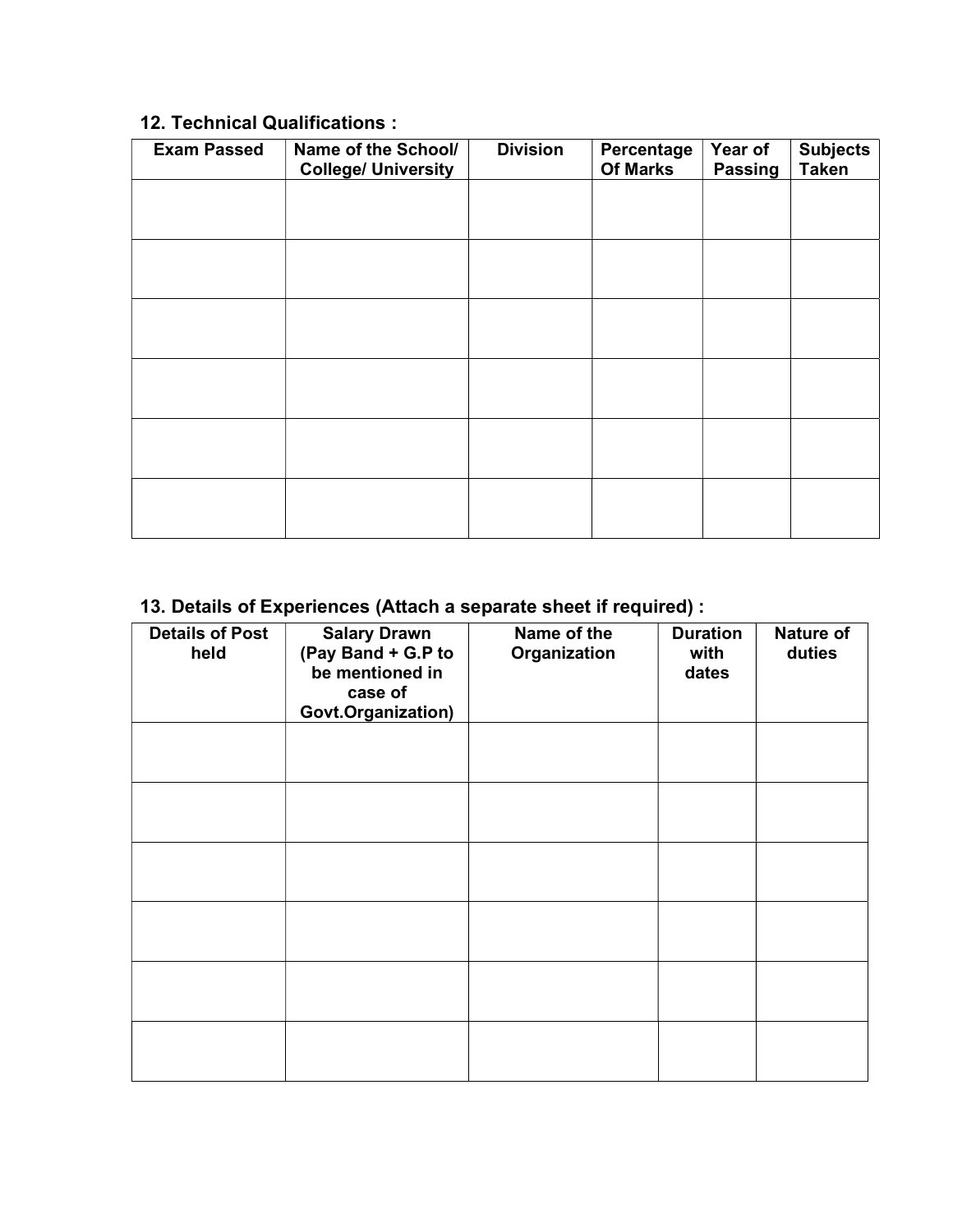**12. Technical Qualifications :**

| Exam Passed | Name of the School/ College/ University | Division | Percentage Of Marks | Year of Passing | Subjects Taken |
|---|---|---|---|---|---|
| | | | | | |
| | | | | | |
| | | | | | |
| | | | | | |
| | | | | | |
| | | | | | |

**13. Details of Experiences (Attach a separate sheet if required) :**

| Details of Post held | Salary Drawn (Pay Band + G.P to be mentioned in case of Govt.Organization) | Name of the Organization | Duration with dates | Nature of duties |
|---|---|---|---|---|
| | | | | |
| | | | | |
| | | | | |
| | | | | |
| | | | | |
| | | | | |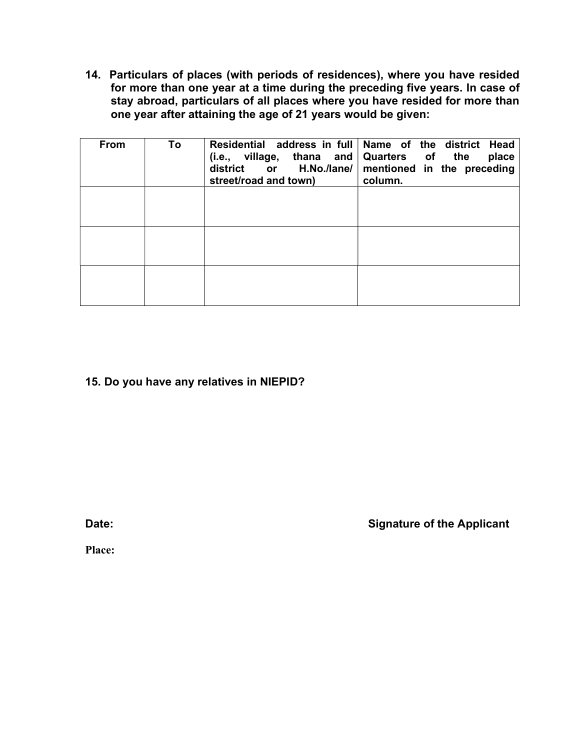**14. Particulars of places (with periods of residences), where you have resided for more than one year at a time during the preceding five years. In case of stay abroad, particulars of all places where you have resided for more than one year after attaining the age of 21 years would be given:**

| From | To | Residential address in full (i.e., village, thana and district or H.No./lane/ street/road and town) | Name of the district Head Quarters of the place mentioned in the preceding column. |
|---|---|---|---|
| | | | |
| | | | |
| | | | |

**15. Do you have any relatives in NIEPID?**

**Date:** **Signature of the Applicant**

**Place:**